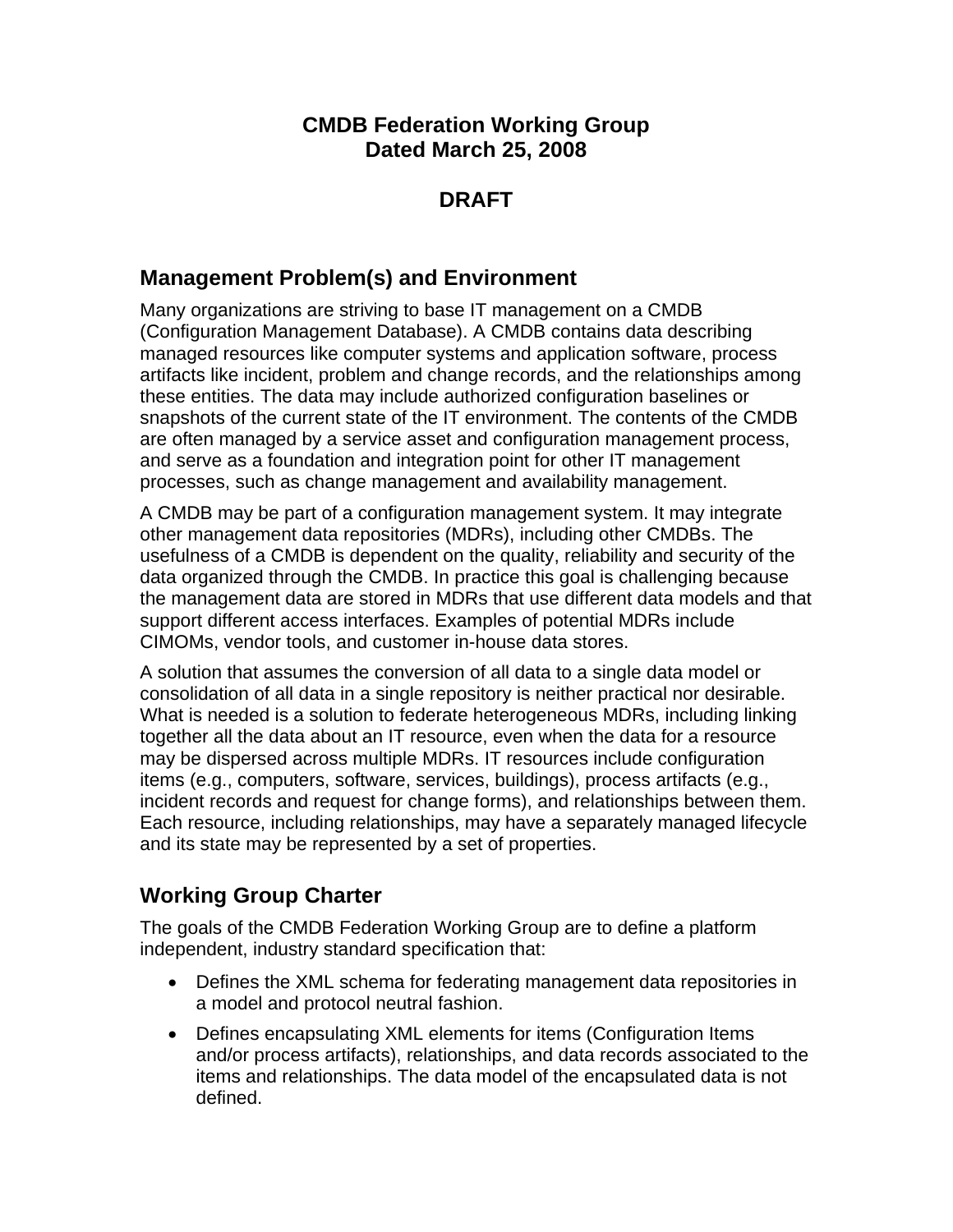# CMDB Federation Working Group
# Dated March 25, 2008

# DRAFT

## Management Problem(s) and Environment

Many organizations are striving to base IT management on a CMDB (Configuration Management Database). A CMDB contains data describing managed resources like computer systems and application software, process artifacts like incident, problem and change records, and the relationships among these entities. The data may include authorized configuration baselines or snapshots of the current state of the IT environment. The contents of the CMDB are often managed by a service asset and configuration management process, and serve as a foundation and integration point for other IT management processes, such as change management and availability management.

A CMDB may be part of a configuration management system. It may integrate other management data repositories (MDRs), including other CMDBs. The usefulness of a CMDB is dependent on the quality, reliability and security of the data organized through the CMDB. In practice this goal is challenging because the management data are stored in MDRs that use different data models and that support different access interfaces. Examples of potential MDRs include CIMOMs, vendor tools, and customer in-house data stores.

A solution that assumes the conversion of all data to a single data model or consolidation of all data in a single repository is neither practical nor desirable. What is needed is a solution to federate heterogeneous MDRs, including linking together all the data about an IT resource, even when the data for a resource may be dispersed across multiple MDRs. IT resources include configuration items (e.g., computers, software, services, buildings), process artifacts (e.g., incident records and request for change forms), and relationships between them. Each resource, including relationships, may have a separately managed lifecycle and its state may be represented by a set of properties.

## Working Group Charter

The goals of the CMDB Federation Working Group are to define a platform independent, industry standard specification that:

- Defines the XML schema for federating management data repositories in a model and protocol neutral fashion.
- Defines encapsulating XML elements for items (Configuration Items and/or process artifacts), relationships, and data records associated to the items and relationships. The data model of the encapsulated data is not defined.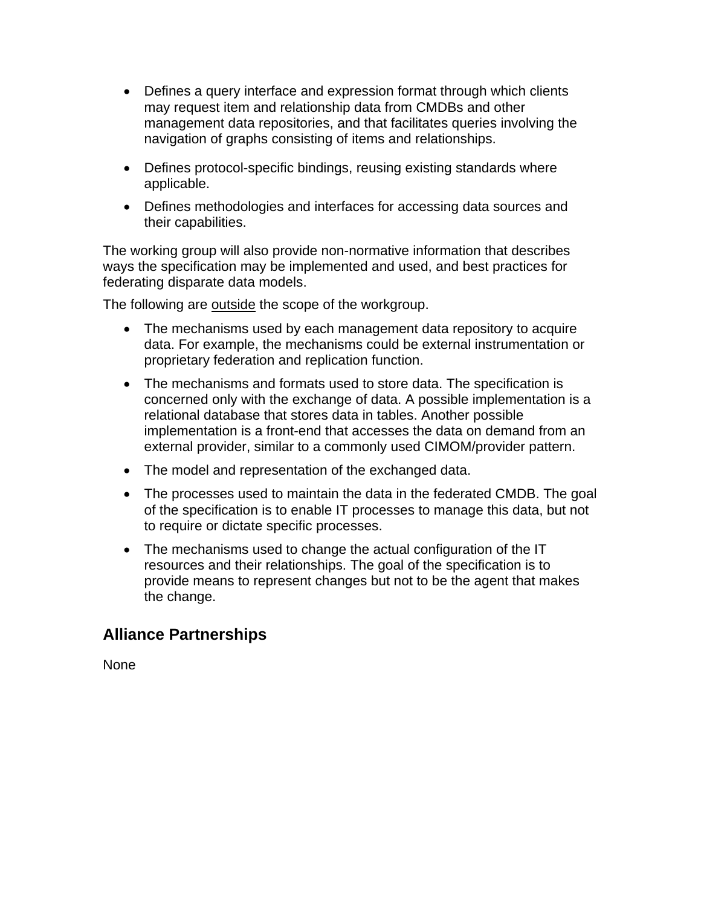- Defines a query interface and expression format through which clients may request item and relationship data from CMDBs and other management data repositories, and that facilitates queries involving the navigation of graphs consisting of items and relationships.
- Defines protocol-specific bindings, reusing existing standards where applicable.
- Defines methodologies and interfaces for accessing data sources and their capabilities.

The working group will also provide non-normative information that describes ways the specification may be implemented and used, and best practices for federating disparate data models.

The following are <u>outside</u> the scope of the workgroup.

- The mechanisms used by each management data repository to acquire data. For example, the mechanisms could be external instrumentation or proprietary federation and replication function.
- The mechanisms and formats used to store data. The specification is concerned only with the exchange of data. A possible implementation is a relational database that stores data in tables. Another possible implementation is a front-end that accesses the data on demand from an external provider, similar to a commonly used CIMOM/provider pattern.
- The model and representation of the exchanged data.
- The processes used to maintain the data in the federated CMDB. The goal of the specification is to enable IT processes to manage this data, but not to require or dictate specific processes.
- The mechanisms used to change the actual configuration of the IT resources and their relationships. The goal of the specification is to provide means to represent changes but not to be the agent that makes the change.

## Alliance Partnerships

None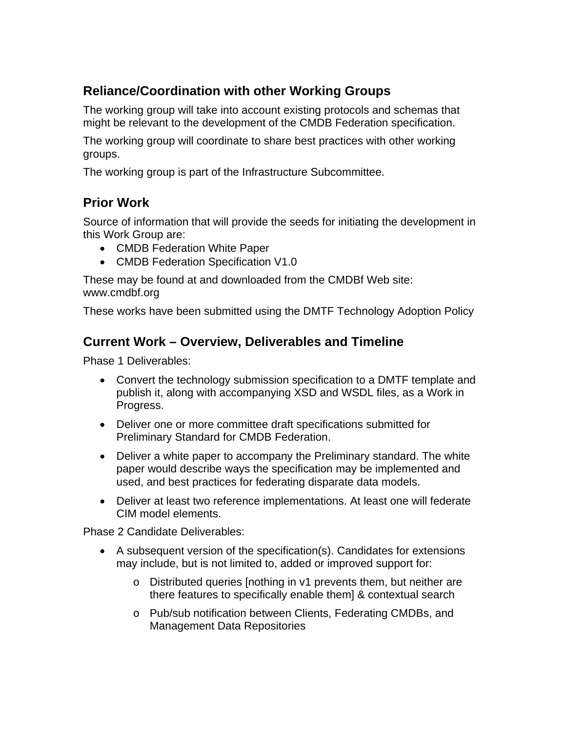## Reliance/Coordination with other Working Groups

The working group will take into account existing protocols and schemas that might be relevant to the development of the CMDB Federation specification.

The working group will coordinate to share best practices with other working groups.

The working group is part of the Infrastructure Subcommittee.

## Prior Work

Source of information that will provide the seeds for initiating the development in this Work Group are:

- CMDB Federation White Paper
- CMDB Federation Specification V1.0

These may be found at and downloaded from the CMDBf Web site: www.cmdbf.org

These works have been submitted using the DMTF Technology Adoption Policy

## Current Work – Overview, Deliverables and Timeline

Phase 1 Deliverables:

- Convert the technology submission specification to a DMTF template and publish it, along with accompanying XSD and WSDL files, as a Work in Progress.
- Deliver one or more committee draft specifications submitted for Preliminary Standard for CMDB Federation.
- Deliver a white paper to accompany the Preliminary standard. The white paper would describe ways the specification may be implemented and used, and best practices for federating disparate data models.
- Deliver at least two reference implementations. At least one will federate CIM model elements.

Phase 2 Candidate Deliverables:

- A subsequent version of the specification(s). Candidates for extensions may include, but is not limited to, added or improved support for:
  - Distributed queries [nothing in v1 prevents them, but neither are there features to specifically enable them] & contextual search
  - Pub/sub notification between Clients, Federating CMDBs, and Management Data Repositories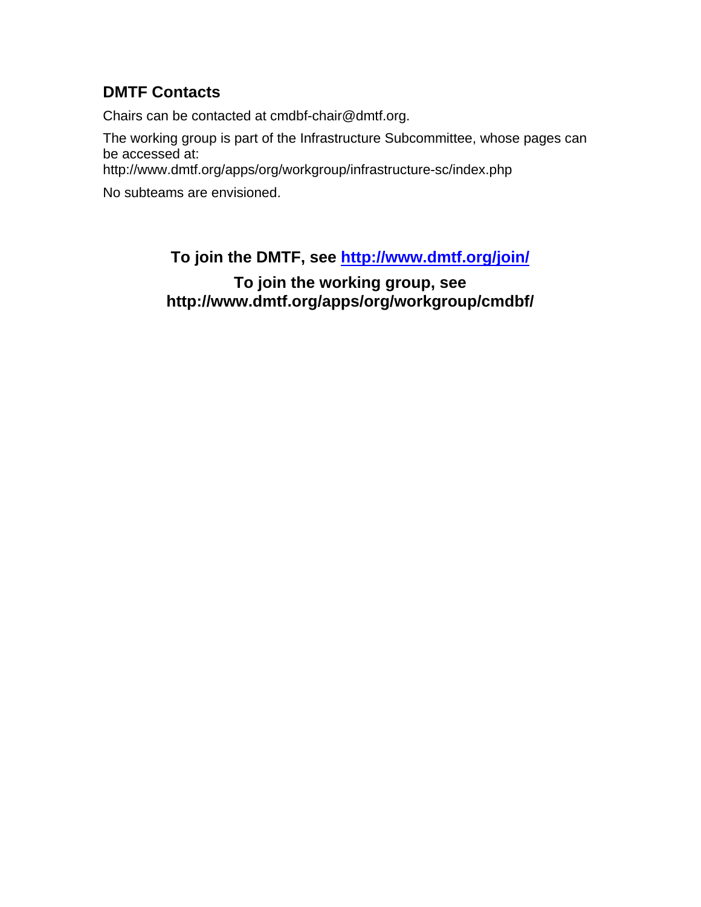## DMTF Contacts

Chairs can be contacted at cmdbf-chair@dmtf.org.

The working group is part of the Infrastructure Subcommittee, whose pages can be accessed at:
http://www.dmtf.org/apps/org/workgroup/infrastructure-sc/index.php

No subteams are envisioned.

**To join the DMTF, see [http://www.dmtf.org/join/](http://www.dmtf.org/join/)**

**To join the working group, see http://www.dmtf.org/apps/org/workgroup/cmdbf/**